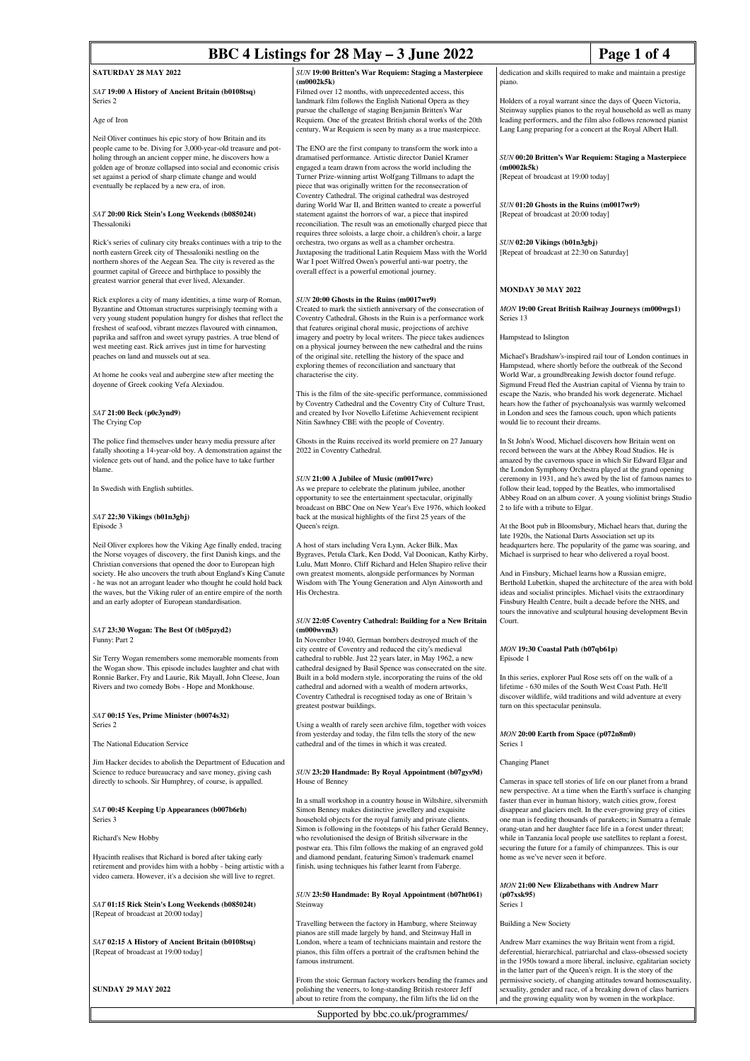# BBC 4 Listings for 28 May – 3 June 2022

## SATURDAY 28 MAY 2022

### *SAT* 19:00 A History of Ancient Britain (b0108tsq)
Series 2

Age of Iron

Neil Oliver continues his epic story of how Britain and its people came to be. Diving for 3,000-year-old treasure and pot-holing through an ancient copper mine, he discovers how a golden age of bronze collapsed into social and economic crisis set against a period of sharp climate change and would eventually be replaced by a new era, of iron.

### *SAT* 20:00 Rick Stein's Long Weekends (b085024t)
Thessaloniki

Rick's series of culinary city breaks continues with a trip to the north eastern Greek city of Thessaloniki nestling on the northern shores of the Aegean Sea. The city is revered as the gourmet capital of Greece and birthplace to possibly the greatest warrior general that ever lived, Alexander.

Rick explores a city of many identities, a time warp of Roman, Byzantine and Ottoman structures surprisingly teeming with a very young student population hungry for dishes that reflect the freshest of seafood, vibrant mezzes flavoured with cinnamon, paprika and saffron and sweet syrupy pastries. A true blend of west meeting east. Rick arrives just in time for harvesting peaches on land and mussels out at sea.

At home he cooks veal and aubergine stew after meeting the doyenne of Greek cooking Vefa Alexiadou.

### *SAT* 21:00 Beck (p0c3ynd9)
The Crying Cop

The police find themselves under heavy media pressure after fatally shooting a 14-year-old boy. A demonstration against the violence gets out of hand, and the police have to take further blame.

In Swedish with English subtitles.

### *SAT* 22:30 Vikings (b01n3gbj)
Episode 3

Neil Oliver explores how the Viking Age finally ended, tracing the Norse voyages of discovery, the first Danish kings, and the Christian conversions that opened the door to European high society. He also uncovers the truth about England's King Canute - he was not an arrogant leader who thought he could hold back the waves, but the Viking ruler of an entire empire of the north and an early adopter of European standardisation.

### *SAT* 23:30 Wogan: The Best Of (b05pzyd2)
Funny: Part 2

Sir Terry Wogan remembers some memorable moments from the Wogan show. This episode includes laughter and chat with Ronnie Barker, Fry and Laurie, Rik Mayall, John Cleese, Joan Rivers and two comedy Bobs - Hope and Monkhouse.

### *SAT* 00:15 Yes, Prime Minister (b0074s32)
Series 2

The National Education Service

Jim Hacker decides to abolish the Department of Education and Science to reduce bureaucracy and save money, giving cash directly to schools. Sir Humphrey, of course, is appalled.

### *SAT* 00:45 Keeping Up Appearances (b007b6rh)
Series 3

Richard's New Hobby

Hyacinth realises that Richard is bored after taking early retirement and provides him with a hobby - being artistic with a video camera. However, it's a decision she will live to regret.

### *SAT* 01:15 Rick Stein's Long Weekends (b085024t)
[Repeat of broadcast at 20:00 today]

### *SAT* 02:15 A History of Ancient Britain (b0108tsq)
[Repeat of broadcast at 19:00 today]

## SUNDAY 29 MAY 2022

### *SUN* 19:00 Britten's War Requiem: Staging a Masterpiece (m0002k5k)

Filmed over 12 months, with unprecedented access, this landmark film follows the English National Opera as they pursue the challenge of staging Benjamin Britten's War Requiem. One of the greatest British choral works of the 20th century, War Requiem is seen by many as a true masterpiece.

The ENO are the first company to transform the work into a dramatised performance. Artistic director Daniel Kramer engaged a team drawn from across the world including the Turner Prize-winning artist Wolfgang Tillmans to adapt the piece that was originally written for the reconsecration of Coventry Cathedral. The original cathedral was destroyed during World War II, and Britten wanted to create a powerful statement against the horrors of war, a piece that inspired reconciliation. The result was an emotionally charged piece that requires three soloists, a large choir, a children's choir, a large orchestra, two organs as well as a chamber orchestra. Juxtaposing the traditional Latin Requiem Mass with the World War I poet Wilfred Owen's powerful anti-war poetry, the overall effect is a powerful emotional journey.

### *SUN* 20:00 Ghosts in the Ruins (m0017wr9)

Created to mark the sixtieth anniversary of the consecration of Coventry Cathedral, Ghosts in the Ruin is a performance work that features original choral music, projections of archive imagery and poetry by local writers. The piece takes audiences on a physical journey between the new cathedral and the ruins of the original site, retelling the history of the space and exploring themes of reconciliation and sanctuary that characterise the city.

This is the film of the site-specific performance, commissioned by Coventry Cathedral and the Coventry City of Culture Trust, and created by Ivor Novello Lifetime Achievement recipient Nitin Sawhney CBE with the people of Coventry.

Ghosts in the Ruins received its world premiere on 27 January 2022 in Coventry Cathedral.

### *SUN* 21:00 A Jubilee of Music (m0017wrc)

As we prepare to celebrate the platinum jubilee, another opportunity to see the entertainment spectacular, originally broadcast on BBC One on New Year's Eve 1976, which looked back at the musical highlights of the first 25 years of the Queen's reign.

A host of stars including Vera Lynn, Acker Bilk, Max Bygraves, Petula Clark, Ken Dodd, Val Doonican, Kathy Kirby, Lulu, Matt Monro, Cliff Richard and Helen Shapiro relive their own greatest moments, alongside performances by Norman Wisdom with The Young Generation and Alyn Ainsworth and His Orchestra.

### *SUN* 22:05 Coventry Cathedral: Building for a New Britain (m000wvm3)

In November 1940, German bombers destroyed much of the city centre of Coventry and reduced the city's medieval cathedral to rubble. Just 22 years later, in May 1962, a new cathedral designed by Basil Spence was consecrated on the site. Built in a bold modern style, incorporating the ruins of the old cathedral and adorned with a wealth of modern artworks, Coventry Cathedral is recognised today as one of Britain 's greatest postwar buildings.

Using a wealth of rarely seen archive film, together with voices from yesterday and today, the film tells the story of the new cathedral and of the times in which it was created.

### *SUN* 23:20 Handmade: By Royal Appointment (b07gys9d)
House of Benney

In a small workshop in a country house in Wiltshire, silversmith Simon Benney makes distinctive jewellery and exquisite household objects for the royal family and private clients. Simon is following in the footsteps of his father Gerald Benney, who revolutionised the design of British silverware in the postwar era. This film follows the making of an engraved gold and diamond pendant, featuring Simon's trademark enamel finish, using techniques his father learnt from Faberge.

### *SUN* 23:50 Handmade: By Royal Appointment (b07ht061)
Steinway

Travelling between the factory in Hamburg, where Steinway pianos are still made largely by hand, and Steinway Hall in London, where a team of technicians maintain and restore the pianos, this film offers a portrait of the craftsmen behind the famous instrument.

From the stoic German factory workers bending the frames and polishing the veneers, to long-standing British restorer Jeff about to retire from the company, the film lifts the lid on the dedication and skills required to make and maintain a prestige piano.

Holders of a royal warrant since the days of Queen Victoria, Steinway supplies pianos to the royal household as well as many leading performers, and the film also follows renowned pianist Lang Lang preparing for a concert at the Royal Albert Hall.

### *SUN* 00:20 Britten's War Requiem: Staging a Masterpiece (m0002k5k)
[Repeat of broadcast at 19:00 today]

### *SUN* 01:20 Ghosts in the Ruins (m0017wr9)
[Repeat of broadcast at 20:00 today]

### *SUN* 02:20 Vikings (b01n3gbj)
[Repeat of broadcast at 22:30 on Saturday]

## MONDAY 30 MAY 2022

### *MON* 19:00 Great British Railway Journeys (m000wgs1)
Series 13

Hampstead to Islington

Michael's Bradshaw's-inspired rail tour of London continues in Hampstead, where shortly before the outbreak of the Second World War, a groundbreaking Jewish doctor found refuge. Sigmund Freud fled the Austrian capital of Vienna by train to escape the Nazis, who branded his work degenerate. Michael hears how the father of psychoanalysis was warmly welcomed in London and sees the famous couch, upon which patients would lie to recount their dreams.

In St John's Wood, Michael discovers how Britain went on record between the wars at the Abbey Road Studios. He is amazed by the cavernous space in which Sir Edward Elgar and the London Symphony Orchestra played at the grand opening ceremony in 1931, and he's awed by the list of famous names to follow their lead, topped by the Beatles, who immortalised Abbey Road on an album cover. A young violinist brings Studio 2 to life with a tribute to Elgar.

At the Boot pub in Bloomsbury, Michael hears that, during the late 1920s, the National Darts Association set up its headquarters here. The popularity of the game was soaring, and Michael is surprised to hear who delivered a royal boost.

And in Finsbury, Michael learns how a Russian emigre, Berthold Lubetkin, shaped the architecture of the area with bold ideas and socialist principles. Michael visits the extraordinary Finsbury Health Centre, built a decade before the NHS, and tours the innovative and sculptural housing development Bevin Court.

### *MON* 19:30 Coastal Path (b07qb61p)
Episode 1

In this series, explorer Paul Rose sets off on the walk of a lifetime - 630 miles of the South West Coast Path. He'll discover wildlife, wild traditions and wild adventure at every turn on this spectacular peninsula.

### *MON* 20:00 Earth from Space (p072n8m0)
Series 1

Changing Planet

Cameras in space tell stories of life on our planet from a brand new perspective. At a time when the Earth's surface is changing faster than ever in human history, watch cities grow, forest disappear and glaciers melt. In the ever-growing grey of cities one man is feeding thousands of parakeets; in Sumatra a female orang-utan and her daughter face life in a forest under threat; while in Tanzania local people use satellites to replant a forest, securing the future for a family of chimpanzees. This is our home as we've never seen it before.

### *MON* 21:00 New Elizabethans with Andrew Marr (p07xsk95)
Series 1

Building a New Society

Andrew Marr examines the way Britain went from a rigid, deferential, hierarchical, patriarchal and class-obsessed society in the 1950s toward a more liberal, inclusive, egalitarian society in the latter part of the Queen's reign. It is the story of the permissive society, of changing attitudes toward homosexuality, sexuality, gender and race, of a breaking down of class barriers and the growing equality won by women in the workplace.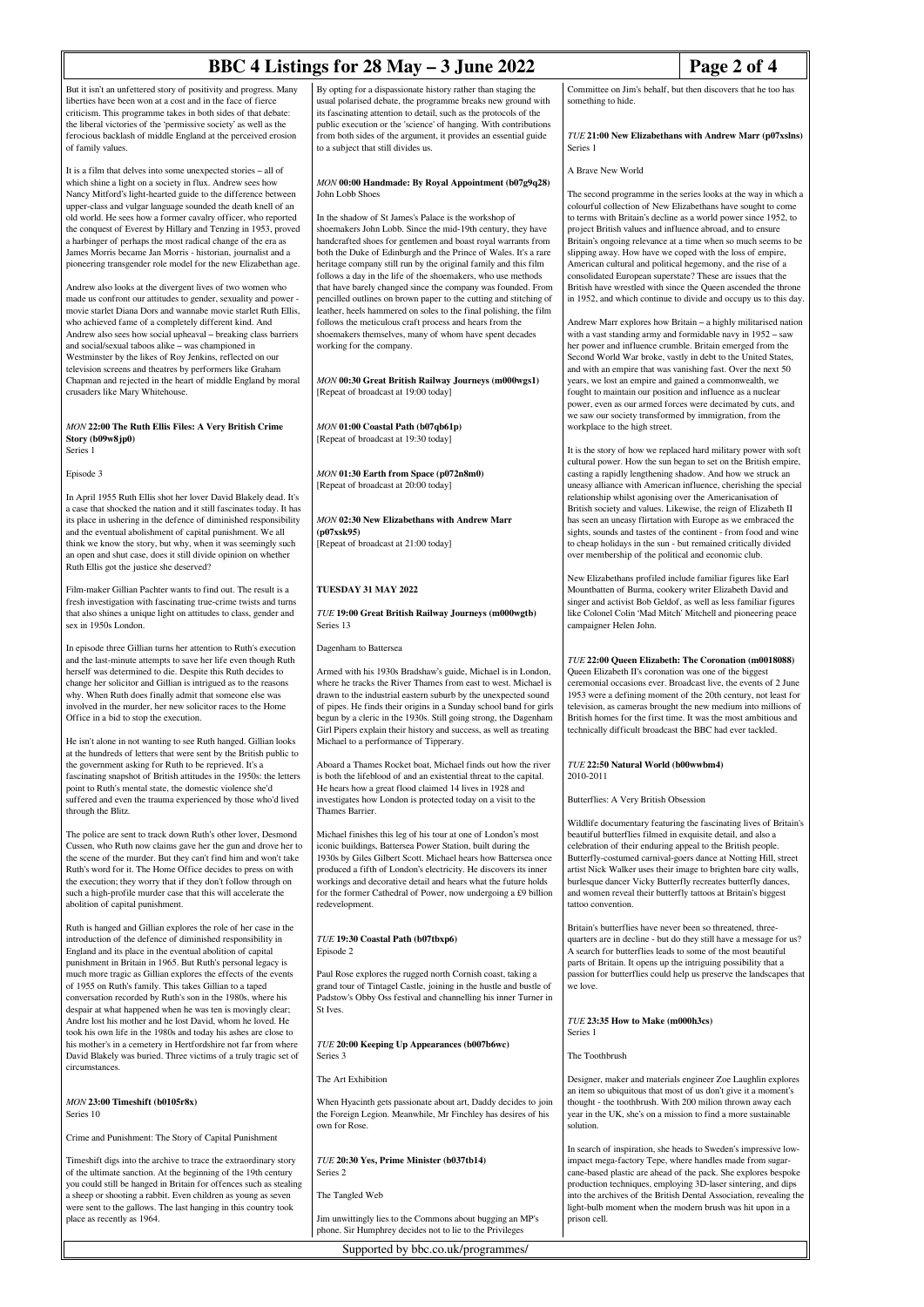But it isn't an unfettered story of positivity and progress. Many liberties have been won at a cost and in the face of fierce criticism. This programme takes in both sides of that debate: the liberal victories of the 'permissive society' as well as the ferocious backlash of middle England at the perceived erosion of family values.

It is a film that delves into some unexpected stories – all of which shine a light on a society in flux. Andrew sees how Nancy Mitford's light-hearted guide to the difference between upper-class and vulgar language sounded the death knell of an old world. He sees how a former cavalry officer, who reported the conquest of Everest by Hillary and Tenzing in 1953, proved a harbinger of perhaps the most radical change of the era as James Morris became Jan Morris - historian, journalist and a pioneering transgender role model for the new Elizabethan age.

Andrew also looks at the divergent lives of two women who made us confront our attitudes to gender, sexuality and power - movie starlet Diana Dors and wannabe movie starlet Ruth Ellis, who achieved fame of a completely different kind. And Andrew also sees how social upheaval – breaking class barriers and social/sexual taboos alike – was championed in Westminster by the likes of Roy Jenkins, reflected on our television screens and theatres by performers like Graham Chapman and rejected in the heart of middle England by moral crusaders like Mary Whitehouse.

### *MON* 22:00 The Ruth Ellis Files: A Very British Crime Story (b09w8jp0)

Series 1

Episode 3

In April 1955 Ruth Ellis shot her lover David Blakely dead. It's a case that shocked the nation and it still fascinates today. It has its place in ushering in the defence of diminished responsibility and the eventual abolishment of capital punishment. We all think we know the story, but why, when it was seemingly such an open and shut case, does it still divide opinion on whether Ruth Ellis got the justice she deserved?

Film-maker Gillian Pachter wants to find out. The result is a fresh investigation with fascinating true-crime twists and turns that also shines a unique light on attitudes to class, gender and sex in 1950s London.

In episode three Gillian turns her attention to Ruth's execution and the last-minute attempts to save her life even though Ruth herself was determined to die. Despite this Ruth decides to change her solicitor and Gillian is intrigued as to the reasons why. When Ruth does finally admit that someone else was involved in the murder, her new solicitor races to the Home Office in a bid to stop the execution.

He isn't alone in not wanting to see Ruth hanged. Gillian looks at the hundreds of letters that were sent by the British public to the government asking for Ruth to be reprieved. It's a fascinating snapshot of British attitudes in the 1950s: the letters point to Ruth's mental state, the domestic violence she'd suffered and even the trauma experienced by those who'd lived through the Blitz.

The police are sent to track down Ruth's other lover, Desmond Cussen, who Ruth now claims gave her the gun and drove her to the scene of the murder. But they can't find him and won't take Ruth's word for it. The Home Office decides to press on with the execution; they worry that if they don't follow through on such a high-profile murder case that this will accelerate the abolition of capital punishment.

Ruth is hanged and Gillian explores the role of her case in the introduction of the defence of diminished responsibility in England and its place in the eventual abolition of capital punishment in Britain in 1965. But Ruth's personal legacy is much more tragic as Gillian explores the effects of the events of 1955 on Ruth's family. This takes Gillian to a taped conversation recorded by Ruth's son in the 1980s, where his despair at what happened when he was ten is movingly clear; Andre lost his mother and he lost David, whom he loved. He took his own life in the 1980s and today his ashes are close to his mother's in a cemetery in Hertfordshire not far from where David Blakely was buried. Three victims of a truly tragic set of circumstances.

### *MON* 23:00 Timeshift (b0105r8x)

Series 10

Crime and Punishment: The Story of Capital Punishment

Timeshift digs into the archive to trace the extraordinary story of the ultimate sanction. At the beginning of the 19th century you could still be hanged in Britain for offences such as stealing a sheep or shooting a rabbit. Even children as young as seven were sent to the gallows. The last hanging in this country took place as recently as 1964.

By opting for a dispassionate history rather than staging the usual polarised debate, the programme breaks new ground with its fascinating attention to detail, such as the protocols of the public execution or the 'science' of hanging. With contributions from both sides of the argument, it provides an essential guide to a subject that still divides us.

### *MON* 00:00 Handmade: By Royal Appointment (b07g9q28)

John Lobb Shoes

In the shadow of St James's Palace is the workshop of shoemakers John Lobb. Since the mid-19th century, they have handcrafted shoes for gentlemen and boast royal warrants from both the Duke of Edinburgh and the Prince of Wales. It's a rare heritage company still run by the original family and this film follows a day in the life of the shoemakers, who use methods that have barely changed since the company was founded. From pencilled outlines on brown paper to the cutting and stitching of leather, heels hammered on soles to the final polishing, the film follows the meticulous craft process and hears from the shoemakers themselves, many of whom have spent decades working for the company.

### *MON* 00:30 Great British Railway Journeys (m000wgs1)

[Repeat of broadcast at 19:00 today]

### *MON* 01:00 Coastal Path (b07qb61p)

[Repeat of broadcast at 19:30 today]

### *MON* 01:30 Earth from Space (p072n8m0)

[Repeat of broadcast at 20:00 today]

### *MON* 02:30 New Elizabethans with Andrew Marr (p07xsk95)

[Repeat of broadcast at 21:00 today]

## TUESDAY 31 MAY 2022

### *TUE* 19:00 Great British Railway Journeys (m000wgtb)

Series 13

Dagenham to Battersea

Armed with his 1930s Bradshaw's guide, Michael is in London, where he tracks the River Thames from east to west. Michael is drawn to the industrial eastern suburb by the unexpected sound of pipes. He finds their origins in a Sunday school band for girls begun by a cleric in the 1930s. Still going strong, the Dagenham Girl Pipers explain their history and success, as well as treating Michael to a performance of Tipperary.

Aboard a Thames Rocket boat, Michael finds out how the river is both the lifeblood of and an existential threat to the capital. He hears how a great flood claimed 14 lives in 1928 and investigates how London is protected today on a visit to the Thames Barrier.

Michael finishes this leg of his tour at one of London's most iconic buildings, Battersea Power Station, built during the 1930s by Giles Gilbert Scott. Michael hears how Battersea once produced a fifth of London's electricity. He discovers its inner workings and decorative detail and hears what the future holds for the former Cathedral of Power, now undergoing a £9 billion redevelopment.

### *TUE* 19:30 Coastal Path (b07tbxp6)

Episode 2

Paul Rose explores the rugged north Cornish coast, taking a grand tour of Tintagel Castle, joining in the hustle and bustle of Padstow's Obby Oss festival and channelling his inner Turner in St Ives.

### *TUE* 20:00 Keeping Up Appearances (b007b6wc)

Series 3

The Art Exhibition

When Hyacinth gets passionate about art, Daddy decides to join the Foreign Legion. Meanwhile, Mr Finchley has desires of his own for Rose.

### *TUE* 20:30 Yes, Prime Minister (b037tb14)

Series 2

The Tangled Web

Jim unwittingly lies to the Commons about bugging an MP's phone. Sir Humphrey decides not to lie to the Privileges Committee on Jim's behalf, but then discovers that he too has something to hide.

### *TUE* 21:00 New Elizabethans with Andrew Marr (p07xslns)

Series 1

A Brave New World

The second programme in the series looks at the way in which a colourful collection of New Elizabethans have sought to come to terms with Britain's decline as a world power since 1952, to project British values and influence abroad, and to ensure Britain's ongoing relevance at a time when so much seems to be slipping away. How have we coped with the loss of empire, American cultural and political hegemony, and the rise of a consolidated European superstate? These are issues that the British have wrestled with since the Queen ascended the throne in 1952, and which continue to divide and occupy us to this day.

Andrew Marr explores how Britain – a highly militarised nation with a vast standing army and formidable navy in 1952 – saw her power and influence crumble. Britain emerged from the Second World War broke, vastly in debt to the United States, and with an empire that was vanishing fast. Over the next 50 years, we lost an empire and gained a commonwealth, we fought to maintain our position and influence as a nuclear power, even as our armed forces were decimated by cuts, and we saw our society transformed by immigration, from the workplace to the high street.

It is the story of how we replaced hard military power with soft cultural power. How the sun began to set on the British empire, casting a rapidly lengthening shadow. And how we struck an uneasy alliance with American influence, cherishing the special relationship whilst agonising over the Americanisation of British society and values. Likewise, the reign of Elizabeth II has seen an uneasy flirtation with Europe as we embraced the sights, sounds and tastes of the continent - from food and wine to cheap holidays in the sun - but remained critically divided over membership of the political and economic club.

New Elizabethans profiled include familiar figures like Earl Mountbatten of Burma, cookery writer Elizabeth David and singer and activist Bob Geldof, as well as less familiar figures like Colonel Colin 'Mad Mitch' Mitchell and pioneering peace campaigner Helen John.

### *TUE* 22:00 Queen Elizabeth: The Coronation (m0018088)

Queen Elizabeth II's coronation was one of the biggest ceremonial occasions ever. Broadcast live, the events of 2 June 1953 were a defining moment of the 20th century, not least for television, as cameras brought the new medium into millions of British homes for the first time. It was the most ambitious and technically difficult broadcast the BBC had ever tackled.

### *TUE* 22:50 Natural World (b00wwbm4)

2010-2011

Butterflies: A Very British Obsession

Wildlife documentary featuring the fascinating lives of Britain's beautiful butterflies filmed in exquisite detail, and also a celebration of their enduring appeal to the British people. Butterfly-costumed carnival-goers dance at Notting Hill, street artist Nick Walker uses their image to brighten bare city walls, burlesque dancer Vicky Butterfly recreates butterfly dances, and women reveal their butterfly tattoos at Britain's biggest tattoo convention.

Britain's butterflies have never been so threatened, three-quarters are in decline - but do they still have a message for us? A search for butterflies leads to some of the most beautiful parts of Britain. It opens up the intriguing possibility that a passion for butterflies could help us preserve the landscapes that we love.

### *TUE* 23:35 How to Make (m000h3cs)

Series 1

The Toothbrush

Designer, maker and materials engineer Zoe Laughlin explores an item so ubiquitous that most of us don't give it a moment's thought - the toothbrush. With 200 million thrown away each year in the UK, she's on a mission to find a more sustainable solution.

In search of inspiration, she heads to Sweden's impressive low-impact mega-factory Tepe, where handles made from sugar-cane-based plastic are ahead of the pack. She explores bespoke production techniques, employing 3D-laser sintering, and dips into the archives of the British Dental Association, revealing the light-bulb moment when the modern brush was hit upon in a prison cell.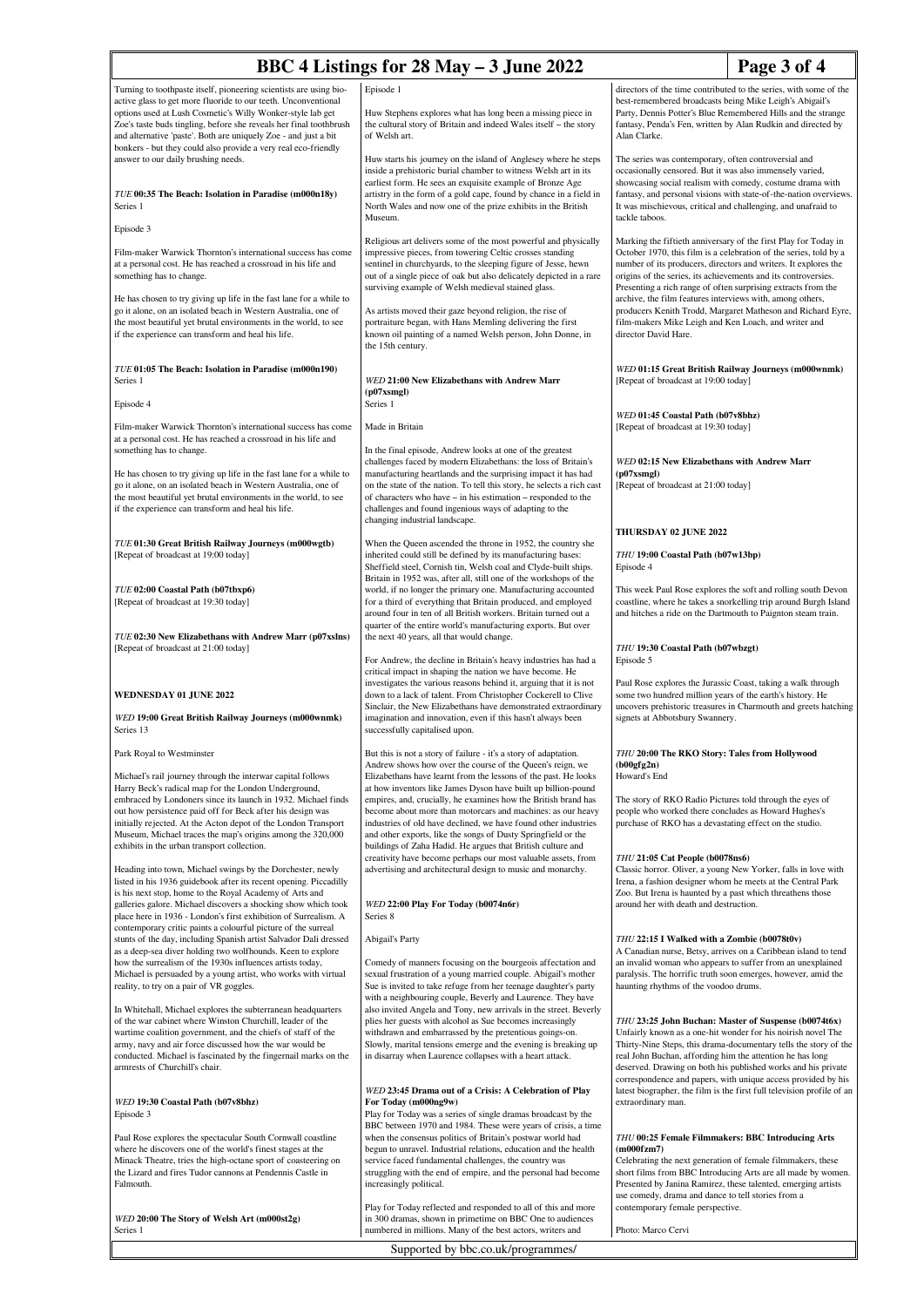Turning to toothpaste itself, pioneering scientists are using bio-active glass to get more fluoride to our teeth. Unconventional options used at Lush Cosmetic's Willy Wonker-style lab get Zoe's taste buds tingling, before she reveals her final toothbrush and alternative 'paste'. Both are uniquely Zoe - and just a bit bonkers - but they could also provide a very real eco-friendly answer to our daily brushing needs.

*TUE* **00:35 The Beach: Isolation in Paradise (m000n18y)**
Series 1

Episode 3

Film-maker Warwick Thornton's international success has come at a personal cost. He has reached a crossroad in his life and something has to change.

He has chosen to try giving up life in the fast lane for a while to go it alone, on an isolated beach in Western Australia, one of the most beautiful yet brutal environments in the world, to see if the experience can transform and heal his life.

*TUE* **01:05 The Beach: Isolation in Paradise (m000n190)**
Series 1

Episode 4

Film-maker Warwick Thornton's international success has come at a personal cost. He has reached a crossroad in his life and something has to change.

He has chosen to try giving up life in the fast lane for a while to go it alone, on an isolated beach in Western Australia, one of the most beautiful yet brutal environments in the world, to see if the experience can transform and heal his life.

*TUE* **01:30 Great British Railway Journeys (m000wgtb)**
[Repeat of broadcast at 19:00 today]

*TUE* **02:00 Coastal Path (b07tbxp6)**
[Repeat of broadcast at 19:30 today]

*TUE* **02:30 New Elizabethans with Andrew Marr (p07xslns)**
[Repeat of broadcast at 21:00 today]

## WEDNESDAY 01 JUNE 2022

*WED* **19:00 Great British Railway Journeys (m000wnmk)**
Series 13

Park Royal to Westminster

Michael's rail journey through the interwar capital follows Harry Beck's radical map for the London Underground, embraced by Londoners since its launch in 1932. Michael finds out how persistence paid off for Beck after his design was initially rejected. At the Acton depot of the London Transport Museum, Michael traces the map's origins among the 320,000 exhibits in the urban transport collection.

Heading into town, Michael swings by the Dorchester, newly listed in his 1936 guidebook after its recent opening. Piccadilly is his next stop, home to the Royal Academy of Arts and galleries galore. Michael discovers a shocking show which took place here in 1936 - London's first exhibition of Surrealism. A contemporary critic paints a colourful picture of the surreal stunts of the day, including Spanish artist Salvador Dali dressed as a deep-sea diver holding two wolfhounds. Keen to explore how the surrealism of the 1930s influences artists today, Michael is persuaded by a young artist, who works with virtual reality, to try on a pair of VR goggles.

In Whitehall, Michael explores the subterranean headquarters of the war cabinet where Winston Churchill, leader of the wartime coalition government, and the chiefs of staff of the army, navy and air force discussed how the war would be conducted. Michael is fascinated by the fingernail marks on the armrests of Churchill's chair.

*WED* **19:30 Coastal Path (b07v8bhz)**
Episode 3

Paul Rose explores the spectacular South Cornwall coastline where he discovers one of the world's finest stages at the Minack Theatre, tries the high-octane sport of coasteering on the Lizard and fires Tudor cannons at Pendennis Castle in Falmouth.

*WED* **20:00 The Story of Welsh Art (m000st2g)**
Series 1

Episode 1

Huw Stephens explores what has long been a missing piece in the cultural story of Britain and indeed Wales itself – the story of Welsh art.

Huw starts his journey on the island of Anglesey where he steps inside a prehistoric burial chamber to witness Welsh art in its earliest form. He sees an exquisite example of Bronze Age artistry in the form of a gold cape, found by chance in a field in North Wales and now one of the prize exhibits in the British Museum.

Religious art delivers some of the most powerful and physically impressive pieces, from towering Celtic crosses standing sentinel in churchyards, to the sleeping figure of Jesse, hewn out of a single piece of oak but also delicately depicted in a rare surviving example of Welsh medieval stained glass.

As artists moved their gaze beyond religion, the rise of portraiture began, with Hans Memling delivering the first known oil painting of a named Welsh person, John Donne, in the 15th century.

*WED* **21:00 New Elizabethans with Andrew Marr (p07xsmgl)**
Series 1

Made in Britain

In the final episode, Andrew looks at one of the greatest challenges faced by modern Elizabethans: the loss of Britain's manufacturing heartlands and the surprising impact it has had on the state of the nation. To tell this story, he selects a rich cast of characters who have – in his estimation – responded to the challenges and found ingenious ways of adapting to the changing industrial landscape.

When the Queen ascended the throne in 1952, the country she inherited could still be defined by its manufacturing bases: Sheffield steel, Cornish tin, Welsh coal and Clyde-built ships. Britain in 1952 was, after all, still one of the workshops of the world, if no longer the primary one. Manufacturing accounted for a third of everything that Britain produced, and employed around four in ten of all British workers. Britain turned out a quarter of the entire world's manufacturing exports. But over the next 40 years, all that would change.

For Andrew, the decline in Britain's heavy industries has had a critical impact in shaping the nation we have become. He investigates the various reasons behind it, arguing that it is not down to a lack of talent. From Christopher Cockerell to Clive Sinclair, the New Elizabethans have demonstrated extraordinary imagination and innovation, even if this hasn't always been successfully capitalised upon.

But this is not a story of failure - it's a story of adaptation. Andrew shows how over the course of the Queen's reign, we Elizabethans have learnt from the lessons of the past. He looks at how inventors like James Dyson have built up billion-pound empires, and, crucially, he examines how the British brand has become about more than motorcars and machines: as our heavy industries of old have declined, we have found other industries and other exports, like the songs of Dusty Springfield or the buildings of Zaha Hadid. He argues that British culture and creativity have become perhaps our most valuable assets, from advertising and architectural design to music and monarchy.

*WED* **22:00 Play For Today (b0074n6r)**
Series 8

Abigail's Party

Comedy of manners focusing on the bourgeois affectation and sexual frustration of a young married couple. Abigail's mother Sue is invited to take refuge from her teenage daughter's party with a neighbouring couple, Beverly and Laurence. They have also invited Angela and Tony, new arrivals in the street. Beverly plies her guests with alcohol as Sue becomes increasingly withdrawn and embarrassed by the pretentious goings-on. Slowly, marital tensions emerge and the evening is breaking up in disarray when Laurence collapses with a heart attack.

*WED* **23:45 Drama out of a Crisis: A Celebration of Play For Today (m000ng9w)**
Play for Today was a series of single dramas broadcast by the BBC between 1970 and 1984. These were years of crisis, a time when the consensus politics of Britain's postwar world had begun to unravel. Industrial relations, education and the health service faced fundamental challenges, the country was struggling with the end of empire, and the personal had become increasingly political.

Play for Today reflected and responded to all of this and more in 300 dramas, shown in primetime on BBC One to audiences numbered in millions. Many of the best actors, writers and directors of the time contributed to the series, with some of the best-remembered broadcasts being Mike Leigh's Abigail's Party, Dennis Potter's Blue Remembered Hills and the strange fantasy, Penda's Fen, written by Alan Rudkin and directed by Alan Clarke.

The series was contemporary, often controversial and occasionally censored. But it was also immensely varied, showcasing social realism with comedy, costume drama with fantasy, and personal visions with state-of-the-art overviews. It was mischievous, critical and challenging, and unafraid to tackle taboos.

Marking the fiftieth anniversary of the first Play for Today in October 1970, this film is a celebration of the series, told by a number of its producers, directors and writers. It explores the origins of the series, its achievements and its controversies. Presenting a rich range of often surprising extracts from the archive, the film features interviews with, among others, producers Kenith Trodd, Margaret Matheson and Richard Eyre, film-makers Mike Leigh and Ken Loach, and writer and director David Hare.

*WED* **01:15 Great British Railway Journeys (m000wnmk)**
[Repeat of broadcast at 19:00 today]

*WED* **01:45 Coastal Path (b07v8bhz)**
[Repeat of broadcast at 19:30 today]

*WED* **02:15 New Elizabethans with Andrew Marr (p07xsmgl)**
[Repeat of broadcast at 21:00 today]

## THURSDAY 02 JUNE 2022

*THU* **19:00 Coastal Path (b07w13bp)**
Episode 4

This week Paul Rose explores the soft and rolling south Devon coastline, where he takes a snorkelling trip around Burgh Island and hitches a ride on the Dartmouth to Paignton steam train.

*THU* **19:30 Coastal Path (b07wbzgt)**
Episode 5

Paul Rose explores the Jurassic Coast, taking a walk through some two hundred million years of the earth's history. He uncovers prehistoric treasures in Charmouth and greets hatching signets at Abbotsbury Swannery.

*THU* **20:00 The RKO Story: Tales from Hollywood (b00gfg2n)**
Howard's End

The story of RKO Radio Pictures told through the eyes of people who worked there concludes as Howard Hughes's purchase of RKO has a devastating effect on the studio.

*THU* **21:05 Cat People (b0078ns6)**
Classic horror. Oliver, a young New Yorker, falls in love with Irena, a fashion designer whom he meets at the Central Park Zoo. But Irena is haunted by a past which threathens those around her with death and destruction.

*THU* **22:15 I Walked with a Zombie (b0078t0v)**
A Canadian nurse, Betsy, arrives on a Caribbean island to tend an invalid woman who appears to suffer from an unexplained paralysis. The horrific truth soon emerges, however, amid the haunting rhythms of the voodoo drums.

*THU* **23:25 John Buchan: Master of Suspense (b0074t6x)**
Unfairly known as a one-hit wonder for his noirish novel The Thirty-Nine Steps, this drama-documentary tells the story of the real John Buchan, affording him the attention he has long deserved. Drawing on both his published works and his private correspondence and papers, with unique access provided by his latest biographer, the film is the first full television profile of an extraordinary man.

*THU* **00:25 Female Filmmakers: BBC Introducing Arts (m000fzm7)**
Celebrating the next generation of female filmmakers, these short films from BBC Introducing Arts are all made by women. Presented by Janina Ramirez, these talented, emerging artists use comedy, drama and dance to tell stories from a contemporary female perspective.

Photo: Marco Cervi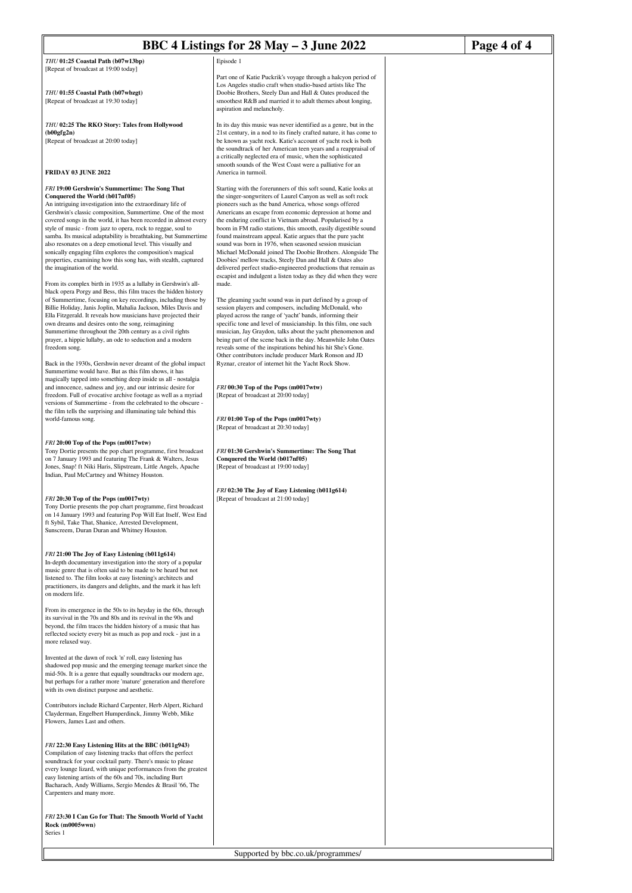*THU* **01:25 Coastal Path (b07w13bp)**
[Repeat of broadcast at 19:00 today]

*THU* **01:55 Coastal Path (b07wbzgt)**
[Repeat of broadcast at 19:30 today]

*THU* **02:25 The RKO Story: Tales from Hollywood (b00gfg2n)**
[Repeat of broadcast at 20:00 today]

**FRIDAY 03 JUNE 2022**

*FRI* **19:00 Gershwin's Summertime: The Song That Conquered the World (b017nf05)**
An intriguing investigation into the extraordinary life of Gershwin's classic composition, Summertime. One of the most covered songs in the world, it has been recorded in almost every style of music - from jazz to opera, rock to reggae, soul to samba. Its musical adaptability is breathtaking, but Summertime also resonates on a deep emotional level. This visually and sonically engaging film explores the composition's magical properties, examining how this song has, with stealth, captured the imagination of the world.

From its complex birth in 1935 as a lullaby in Gershwin's all-black opera Porgy and Bess, this film traces the hidden history of Summertime, focusing on key recordings, including those by Billie Holiday, Janis Joplin, Mahalia Jackson, Miles Davis and Ella Fitzgerald. It reveals how musicians have projected their own dreams and desires onto the song, reimagining Summertime throughout the 20th century as a civil rights prayer, a hippie lullaby, an ode to seduction and a modern freedom song.

Back in the 1930s, Gershwin never dreamt of the global impact Summertime would have. But as this film shows, it has magically tapped into something deep inside us all - nostalgia and innocence, sadness and joy, and our intrinsic desire for freedom. Full of evocative archive footage as well as a myriad versions of Summertime - from the celebrated to the obscure - the film tells the surprising and illuminating tale behind this world-famous song.

*FRI* **20:00 Top of the Pops (m0017wtw)**
Tony Dortie presents the pop chart programme, first broadcast on 7 January 1993 and featuring The Frank & Walters, Jesus Jones, Snap! ft Niki Haris, Slipstream, Little Angels, Apache Indian, Paul McCartney and Whitney Houston.

*FRI* **20:30 Top of the Pops (m0017wty)**
Tony Dortie presents the pop chart programme, first broadcast on 14 January 1993 and featuring Pop Will Eat Itself, West End ft Sybil, Take That, Shanice, Arrested Development, Sunscreem, Duran Duran and Whitney Houston.

*FRI* **21:00 The Joy of Easy Listening (b011g614)**
In-depth documentary investigation into the story of a popular music genre that is often said to be made to be heard but not listened to. The film looks at easy listening's architects and practitioners, its dangers and delights, and the mark it has left on modern life.

From its emergence in the 50s to its heyday in the 60s, through its survival in the 70s and 80s and its revival in the 90s and beyond, the film traces the hidden history of a music that has reflected society every bit as much as pop and rock - just in a more relaxed way.

Invented at the dawn of rock 'n' roll, easy listening has shadowed pop music and the emerging teenage market since the mid-50s. It is a genre that equally soundtracks our modern age, but perhaps for a rather more 'mature' generation and therefore with its own distinct purpose and aesthetic.

Contributors include Richard Carpenter, Herb Alpert, Richard Clayderman, Engelbert Humperdinck, Jimmy Webb, Mike Flowers, James Last and others.

*FRI* **22:30 Easy Listening Hits at the BBC (b011g943)**
Compilation of easy listening tracks that offers the perfect soundtrack for your cocktail party. There's music to please every lounge lizard, with unique performances from the greatest easy listening artists of the 60s and 70s, including Burt Bacharach, Andy Williams, Sergio Mendes & Brasil '66, The Carpenters and many more.

*FRI* **23:30 I Can Go for That: The Smooth World of Yacht Rock (m0005wwn)**
Series 1

Episode 1

Part one of Katie Puckrik's voyage through a halcyon period of Los Angeles studio craft when studio-based artists like The Doobie Brothers, Steely Dan and Hall & Oates produced the smoothest R&B and married it to adult themes about longing, aspiration and melancholy.

In its day this music was never identified as a genre, but in the 21st century, in a nod to its finely crafted nature, it has come to be known as yacht rock. Katie's account of yacht rock is both the soundtrack of her American teen years and a reappraisal of a critically neglected era of music, when the sophisticated smooth sounds of the West Coast were a palliative for an America in turmoil.

Starting with the forerunners of this soft sound, Katie looks at the singer-songwriters of Laurel Canyon as well as soft rock pioneers such as the band America, whose songs offered Americans an escape from economic depression at home and the enduring conflict in Vietnam abroad. Popularised by a boom in FM radio stations, this smooth, easily digestible sound found mainstream appeal. Katie argues that the pure yacht sound was born in 1976, when seasoned session musician Michael McDonald joined The Doobie Brothers. Alongside The Doobies' mellow tracks, Steely Dan and Hall & Oates also delivered perfect studio-engineered productions that remain as escapist and indulgent a listen today as they did when they were made.

The gleaming yacht sound was in part defined by a group of session players and composers, including McDonald, who played across the range of 'yacht' bands, informing their specific tone and level of musicianship. In this film, one such musician, Jay Graydon, talks about the yacht phenomenon and being part of the scene back in the day. Meanwhile John Oates reveals some of the inspirations behind his hit She's Gone. Other contributors include producer Mark Ronson and JD Ryznar, creator of internet hit the Yacht Rock Show.

*FRI* **00:30 Top of the Pops (m0017wtw)**
[Repeat of broadcast at 20:00 today]

*FRI* **01:00 Top of the Pops (m0017wty)**
[Repeat of broadcast at 20:30 today]

*FRI* **01:30 Gershwin's Summertime: The Song That Conquered the World (b017nf05)**
[Repeat of broadcast at 19:00 today]

*FRI* **02:30 The Joy of Easy Listening (b011g614)**
[Repeat of broadcast at 21:00 today]